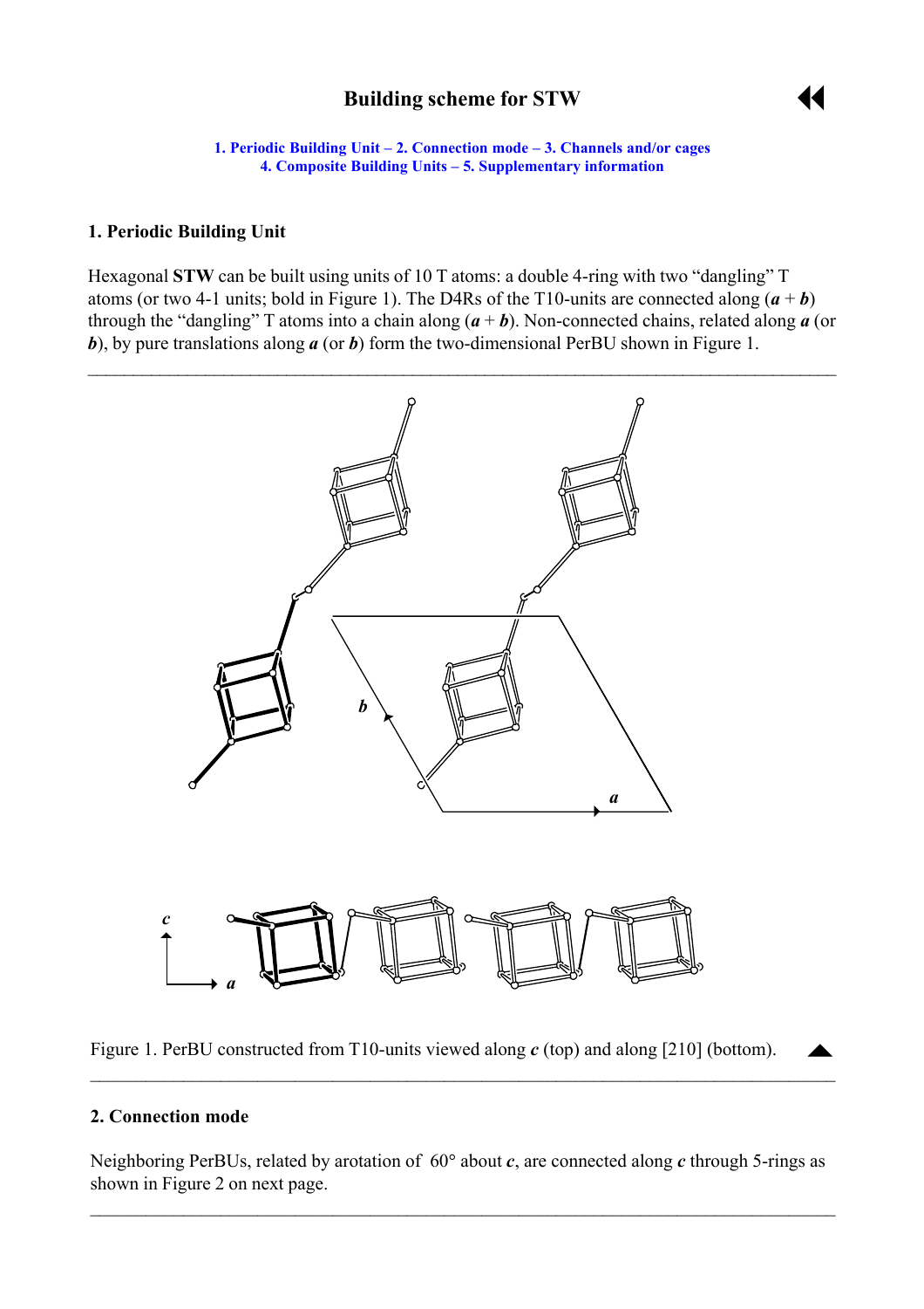# Building scheme for STW

1. Periodic Building Unit – 2. Connection mode – 3. Channels and/or cages
4. Composite Building Units – 5. Supplementary information

## 1. Periodic Building Unit

Hexagonal **STW** can be built using units of 10 T atoms: a double 4-ring with two "dangling" T atoms (or two 4-1 units; bold in Figure 1). The D4Rs of the T10-units are connected along (***a*** + ***b***) through the "dangling" T atoms into a chain along (***a*** + ***b***). Non-connected chains, related along ***a*** (or ***b***), by pure translations along ***a*** (or ***b***) form the two-dimensional PerBU shown in Figure 1.

Figure 1. PerBU constructed from T10-units viewed along ***c*** (top) and along [210] (bottom).

## 2. Connection mode

Neighboring PerBUs, related by arotation of 60° about ***c***, are connected along ***c*** through 5-rings as shown in Figure 2 on next page.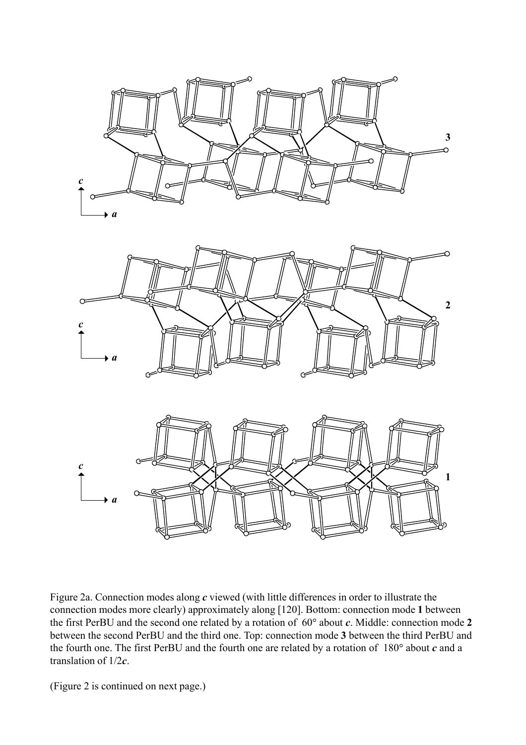3

*c*

*a*

2

*c*

*a*

1

*c*

*a*

Figure 2a. Connection modes along ***c*** viewed (with little differences in order to illustrate the connection modes more clearly) approximately along [120]. Bottom: connection mode **1** between the first PerBU and the second one related by a rotation of 60° about ***c***. Middle: connection mode **2** between the second PerBU and the third one. Top: connection mode **3** between the third PerBU and the fourth one. The first PerBU and the fourth one are related by a rotation of 180° about ***c*** and a translation of 1/2***c***.

(Figure 2 is continued on next page.)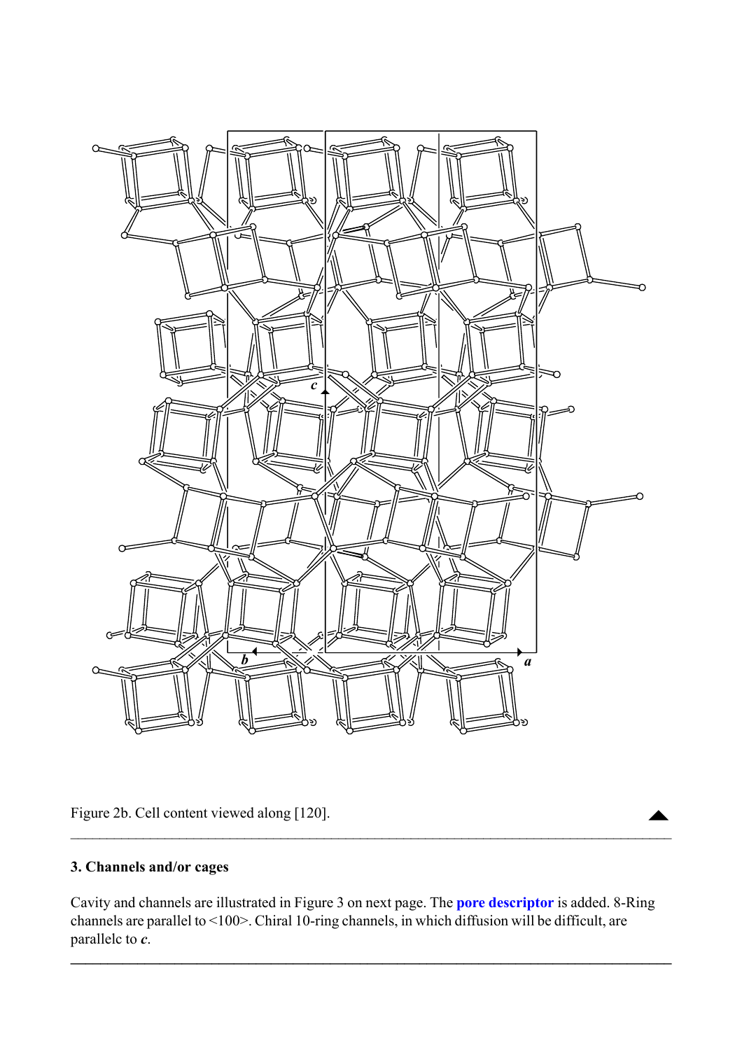c

b

a

Figure 2b. Cell content viewed along [120].

### 3. Channels and/or cages

Cavity and channels are illustrated in Figure 3 on next page. The **pore descriptor** is added. 8-Ring channels are parallel to <100>. Chiral 10-ring channels, in which diffusion will be difficult, are parallelc to ***c***.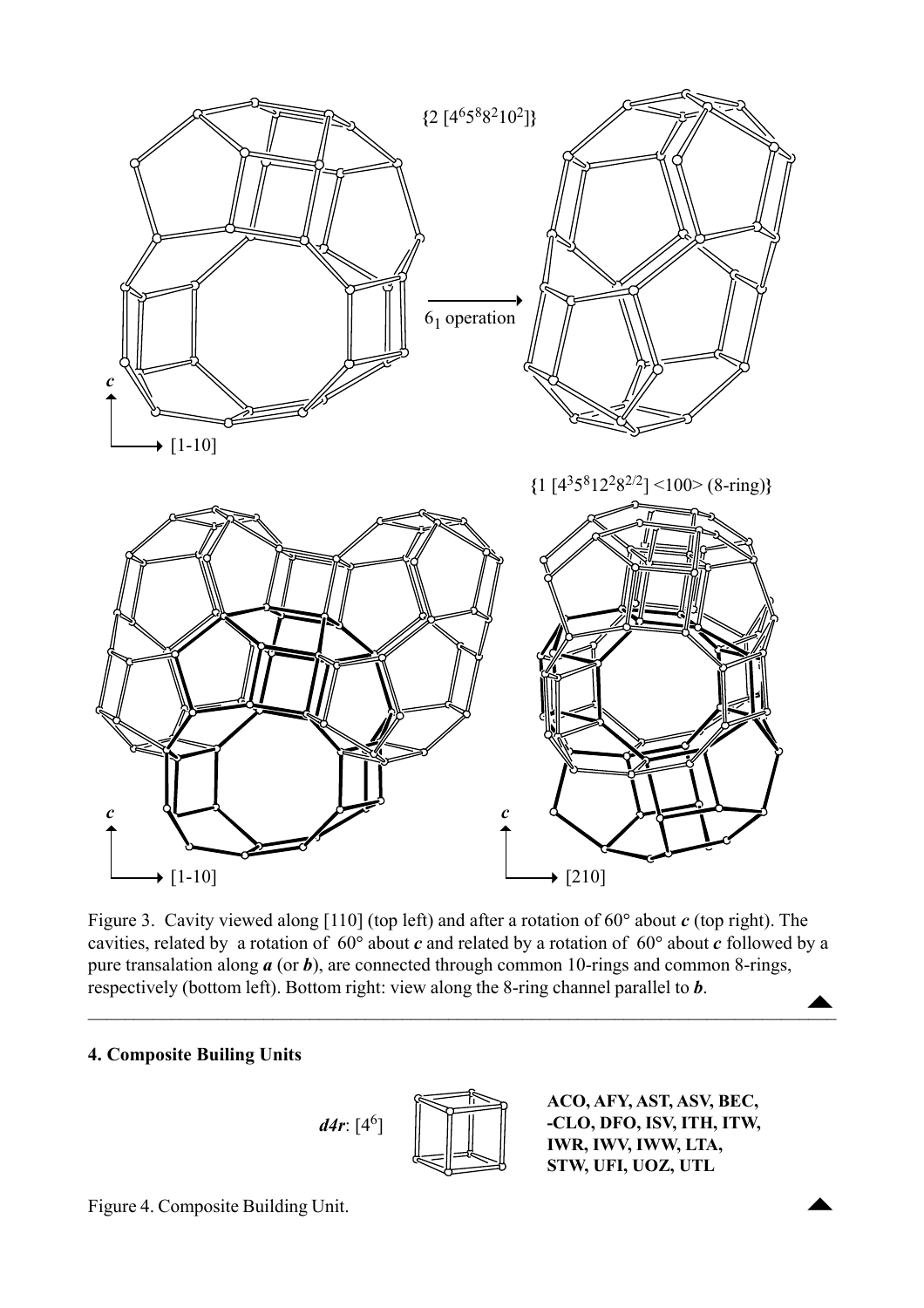{2 $[4^6 5^8 8^2 10^2]$}

$6_1$ operation

*c*

[1-10]

{1 $[4^3 5^8 12^2 8^{2/2}]$ <100> (8-ring)}

*c*

[1-10]

*c*

[210]

Figure 3. Cavity viewed along [110] (top left) and after a rotation of 60° about *c* (top right). The cavities, related by a rotation of 60° about *c* and related by a rotation of 60° about *c* followed by a pure transalation along ***a*** (or ***b***), are connected through common 10-rings and common 8-rings, respectively (bottom left). Bottom right: view along the 8-ring channel parallel to ***b***.

---

**4. Composite Builing Units**

***d4r***: $[4^6]$

**ACO, AFY, AST, ASV, BEC, -CLO, DFO, ISV, ITH, ITW, IWR, IWV, IWW, LTA, STW, UFI, UOZ, UTL**

Figure 4. Composite Building Unit.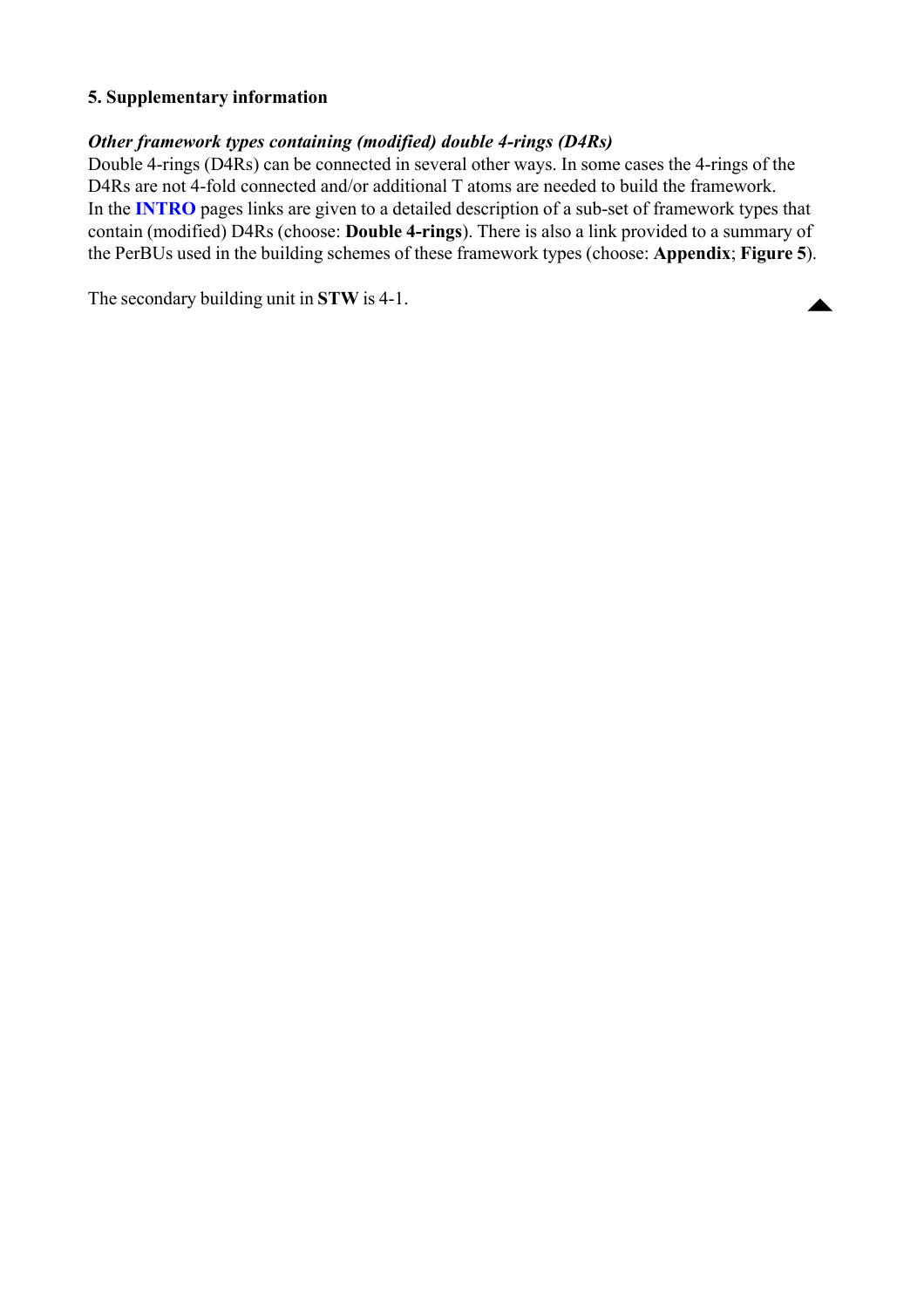## 5. Supplementary information

***Other framework types containing (modified) double 4-rings (D4Rs)***

Double 4-rings (D4Rs) can be connected in several other ways. In some cases the 4-rings of the D4Rs are not 4-fold connected and/or additional T atoms are needed to build the framework.
In the **INTRO** pages links are given to a detailed description of a sub-set of framework types that contain (modified) D4Rs (choose: **Double 4-rings**). There is also a link provided to a summary of the PerBUs used in the building schemes of these framework types (choose: **Appendix**; **Figure 5**).

The secondary building unit in **STW** is 4-1.